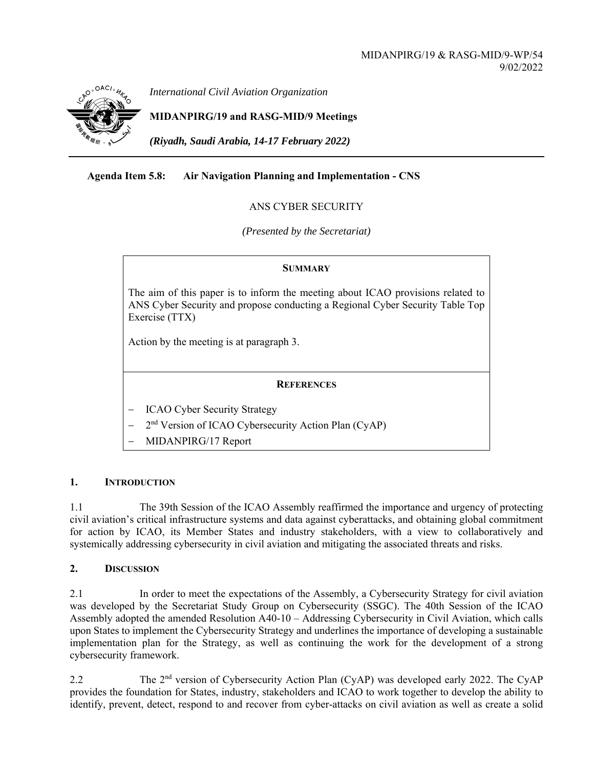MIDANPIRG/19 & RASG-MID/9-WP/54
9/02/2022

*International Civil Aviation Organization*

**MIDANPIRG/19 and RASG-MID/9 Meetings**

***(Riyadh, Saudi Arabia, 14-17 February 2022)***

**Agenda Item 5.8: Air Navigation Planning and Implementation - CNS**

ANS CYBER SECURITY

*(Presented by the Secretariat)*

**SUMMARY**

The aim of this paper is to inform the meeting about ICAO provisions related to ANS Cyber Security and propose conducting a Regional Cyber Security Table Top Exercise (TTX)

Action by the meeting is at paragraph 3.

**REFERENCES**

- ICAO Cyber Security Strategy
- 2nd Version of ICAO Cybersecurity Action Plan (CyAP)
- MIDANPIRG/17 Report

## 1. INTRODUCTION

1.1 The 39th Session of the ICAO Assembly reaffirmed the importance and urgency of protecting civil aviation's critical infrastructure systems and data against cyberattacks, and obtaining global commitment for action by ICAO, its Member States and industry stakeholders, with a view to collaboratively and systemically addressing cybersecurity in civil aviation and mitigating the associated threats and risks.

## 2. DISCUSSION

2.1 In order to meet the expectations of the Assembly, a Cybersecurity Strategy for civil aviation was developed by the Secretariat Study Group on Cybersecurity (SSGC). The 40th Session of the ICAO Assembly adopted the amended Resolution A40-10 – Addressing Cybersecurity in Civil Aviation, which calls upon States to implement the Cybersecurity Strategy and underlines the importance of developing a sustainable implementation plan for the Strategy, as well as continuing the work for the development of a strong cybersecurity framework.

2.2 The 2nd version of Cybersecurity Action Plan (CyAP) was developed early 2022. The CyAP provides the foundation for States, industry, stakeholders and ICAO to work together to develop the ability to identify, prevent, detect, respond to and recover from cyber-attacks on civil aviation as well as create a solid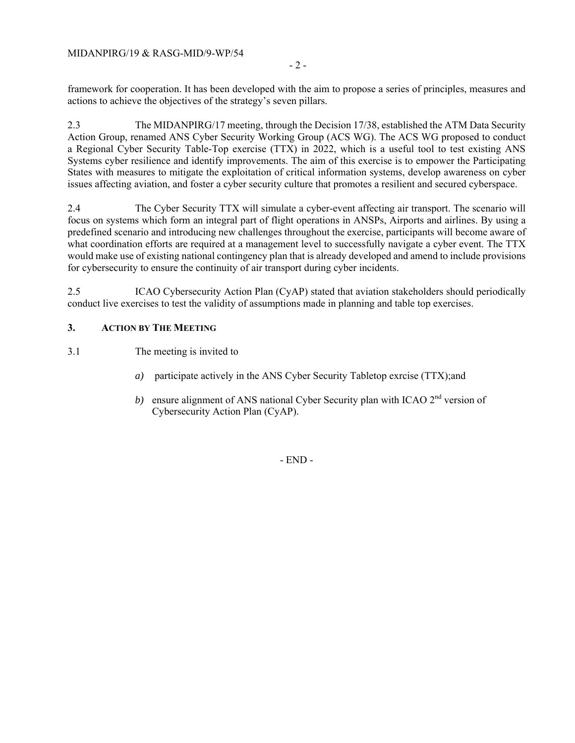framework for cooperation. It has been developed with the aim to propose a series of principles, measures and actions to achieve the objectives of the strategy's seven pillars.

2.3 The MIDANPIRG/17 meeting, through the Decision 17/38, established the ATM Data Security Action Group, renamed ANS Cyber Security Working Group (ACS WG). The ACS WG proposed to conduct a Regional Cyber Security Table-Top exercise (TTX) in 2022, which is a useful tool to test existing ANS Systems cyber resilience and identify improvements. The aim of this exercise is to empower the Participating States with measures to mitigate the exploitation of critical information systems, develop awareness on cyber issues affecting aviation, and foster a cyber security culture that promotes a resilient and secured cyberspace.

2.4 The Cyber Security TTX will simulate a cyber-event affecting air transport. The scenario will focus on systems which form an integral part of flight operations in ANSPs, Airports and airlines. By using a predefined scenario and introducing new challenges throughout the exercise, participants will become aware of what coordination efforts are required at a management level to successfully navigate a cyber event. The TTX would make use of existing national contingency plan that is already developed and amend to include provisions for cybersecurity to ensure the continuity of air transport during cyber incidents.

2.5 ICAO Cybersecurity Action Plan (CyAP) stated that aviation stakeholders should periodically conduct live exercises to test the validity of assumptions made in planning and table top exercises.

## 3. ACTION BY THE MEETING

3.1 The meeting is invited to

*a)* participate actively in the ANS Cyber Security Tabletop exrcise (TTX);and

*b)* ensure alignment of ANS national Cyber Security plan with ICAO 2nd version of Cybersecurity Action Plan (CyAP).

- END -